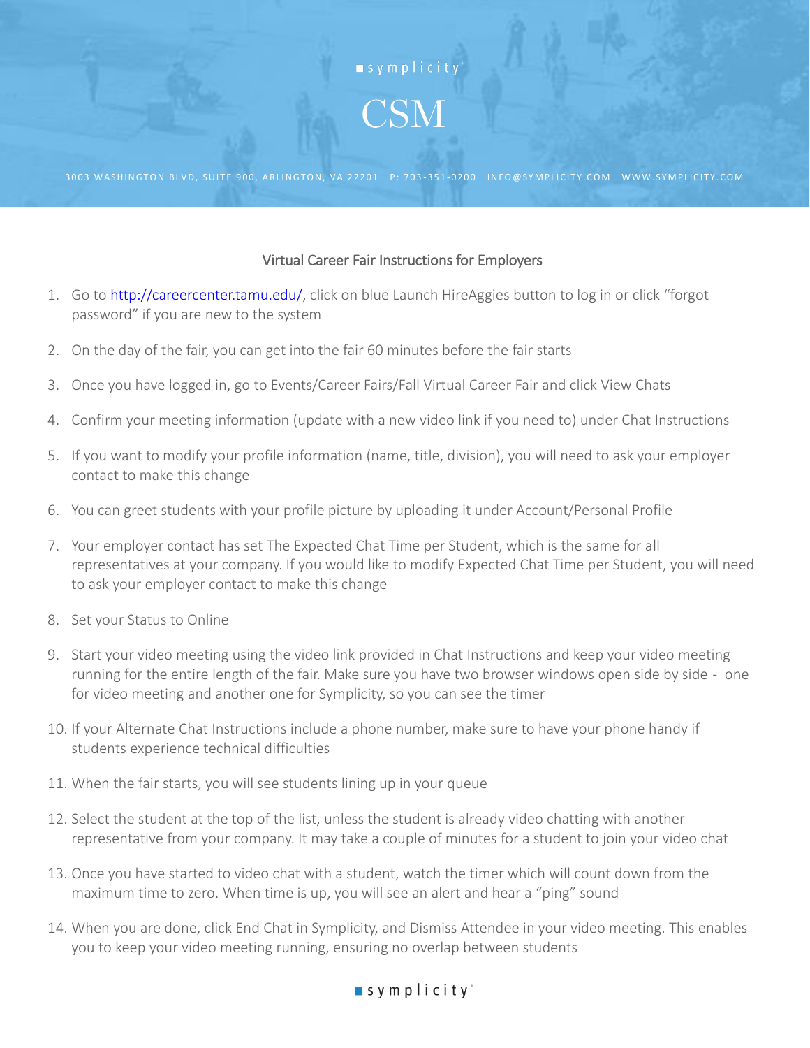symplicity

# CSM

3003 WASHINGTON BLVD, SUITE 900, ARLINGTON, VA 22201   P: 703-351-0200   INFO@SYMPLICITY.COM   WWW.SYMPLICITY.COM

## Virtual Career Fair Instructions for Employers

1. Go to [http://careercenter.tamu.edu/](http://careercenter.tamu.edu/), click on blue Launch HireAggies button to log in or click "forgot password" if you are new to the system
2. On the day of the fair, you can get into the fair 60 minutes before the fair starts
3. Once you have logged in, go to Events/Career Fairs/Fall Virtual Career Fair and click View Chats
4. Confirm your meeting information (update with a new video link if you need to) under Chat Instructions
5. If you want to modify your profile information (name, title, division), you will need to ask your employer contact to make this change
6. You can greet students with your profile picture by uploading it under Account/Personal Profile
7. Your employer contact has set The Expected Chat Time per Student, which is the same for all representatives at your company. If you would like to modify Expected Chat Time per Student, you will need to ask your employer contact to make this change
8. Set your Status to Online
9. Start your video meeting using the video link provided in Chat Instructions and keep your video meeting running for the entire length of the fair. Make sure you have two browser windows open side by side - one for video meeting and another one for Symplicity, so you can see the timer
10. If your Alternate Chat Instructions include a phone number, make sure to have your phone handy if students experience technical difficulties
11. When the fair starts, you will see students lining up in your queue
12. Select the student at the top of the list, unless the student is already video chatting with another representative from your company. It may take a couple of minutes for a student to join your video chat
13. Once you have started to video chat with a student, watch the timer which will count down from the maximum time to zero. When time is up, you will see an alert and hear a "ping" sound
14. When you are done, click End Chat in Symplicity, and Dismiss Attendee in your video meeting. This enables you to keep your video meeting running, ensuring no overlap between students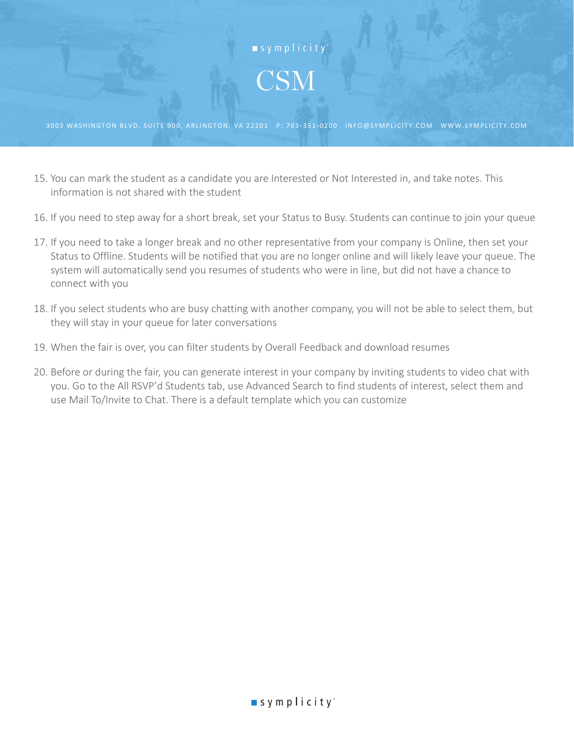15. You can mark the student as a candidate you are Interested or Not Interested in, and take notes. This information is not shared with the student
16. If you need to step away for a short break, set your Status to Busy. Students can continue to join your queue
17. If you need to take a longer break and no other representative from your company is Online, then set your Status to Offline. Students will be notified that you are no longer online and will likely leave your queue. The system will automatically send you resumes of students who were in line, but did not have a chance to connect with you
18. If you select students who are busy chatting with another company, you will not be able to select them, but they will stay in your queue for later conversations
19. When the fair is over, you can filter students by Overall Feedback and download resumes
20. Before or during the fair, you can generate interest in your company by inviting students to video chat with you. Go to the All RSVP'd Students tab, use Advanced Search to find students of interest, select them and use Mail To/Invite to Chat. There is a default template which you can customize